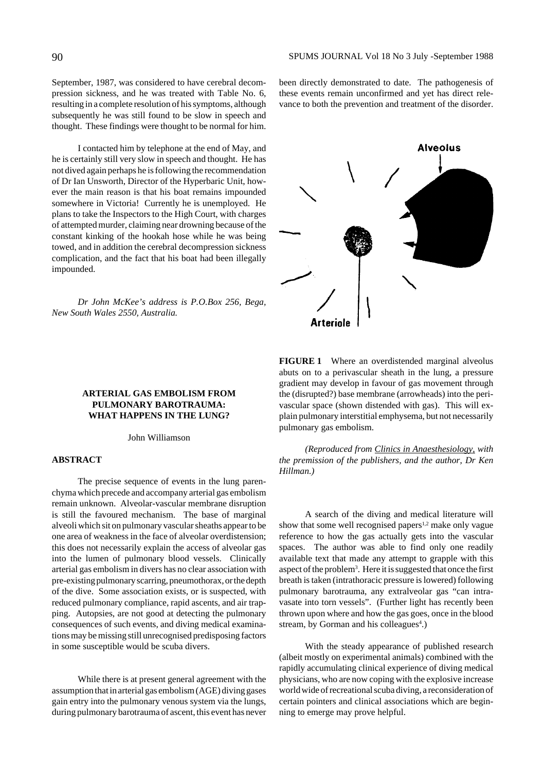September, 1987, was considered to have cerebral decompression sickness, and he was treated with Table No. 6, resulting in a complete resolution of his symptoms, although subsequently he was still found to be slow in speech and thought. These findings were thought to be normal for him.

I contacted him by telephone at the end of May, and he is certainly still very slow in speech and thought. He has not dived again perhaps he is following the recommendation of Dr Ian Unsworth, Director of the Hyperbaric Unit, however the main reason is that his boat remains impounded somewhere in Victoria! Currently he is unemployed. He plans to take the Inspectors to the High Court, with charges of attempted murder, claiming near drowning because of the constant kinking of the hookah hose while he was being towed, and in addition the cerebral decompression sickness complication, and the fact that his boat had been illegally impounded.

*Dr John McKee's address is P.O.Box 256, Bega, New South Wales 2550, Australia.*

## ARTERIAL GAS EMBOLISM FROM PULMONARY BAROTRAUMA: WHAT HAPPENS IN THE LUNG?

John Williamson

### ABSTRACT

The precise sequence of events in the lung parenchyma which precede and accompany arterial gas embolism remain unknown. Alveolar-vascular membrane disruption is still the favoured mechanism. The base of marginal alveoli which sit on pulmonary vascular sheaths appear to be one area of weakness in the face of alveolar overdistension; this does not necessarily explain the access of alveolar gas into the lumen of pulmonary blood vessels. Clinically arterial gas embolism in divers has no clear association with pre-existing pulmonary scarring, pneumothorax, or the depth of the dive. Some association exists, or is suspected, with reduced pulmonary compliance, rapid ascents, and air trapping. Autopsies, are not good at detecting the pulmonary consequences of such events, and diving medical examinations may be missing still unrecognised predisposing factors in some susceptible would be scuba divers.

While there is at present general agreement with the assumption that in arterial gas embolism (AGE) diving gases gain entry into the pulmonary venous system via the lungs, during pulmonary barotrauma of ascent, this event has never been directly demonstrated to date. The pathogenesis of these events remain unconfirmed and yet has direct relevance to both the prevention and treatment of the disorder.

Alveolus

Arteriole

**FIGURE 1** Where an overdistended marginal alveolus abuts on to a perivascular sheath in the lung, a pressure gradient may develop in favour of gas movement through the (disrupted?) base membrane (arrowheads) into the perivascular space (shown distended with gas). This will explain pulmonary interstitial emphysema, but not necessarily pulmonary gas embolism.

*(Reproduced from Clinics in Anaesthesiology, with the premission of the publishers, and the author, Dr Ken Hillman.)*

A search of the diving and medical literature will show that some well recognised papers[1,2] make only vague reference to how the gas actually gets into the vascular spaces. The author was able to find only one readily available text that made any attempt to grapple with this aspect of the problem[3]. Here it is suggested that once the first breath is taken (intrathoracic pressure is lowered) following pulmonary barotrauma, any extralveolar gas "can intravasate into torn vessels". (Further light has recently been thrown upon where and how the gas goes, once in the blood stream, by Gorman and his colleagues[4].)

With the steady appearance of published research (albeit mostly on experimental animals) combined with the rapidly accumulating clinical experience of diving medical physicians, who are now coping with the explosive increase world wide of recreational scuba diving, a reconsideration of certain pointers and clinical associations which are beginning to emerge may prove helpful.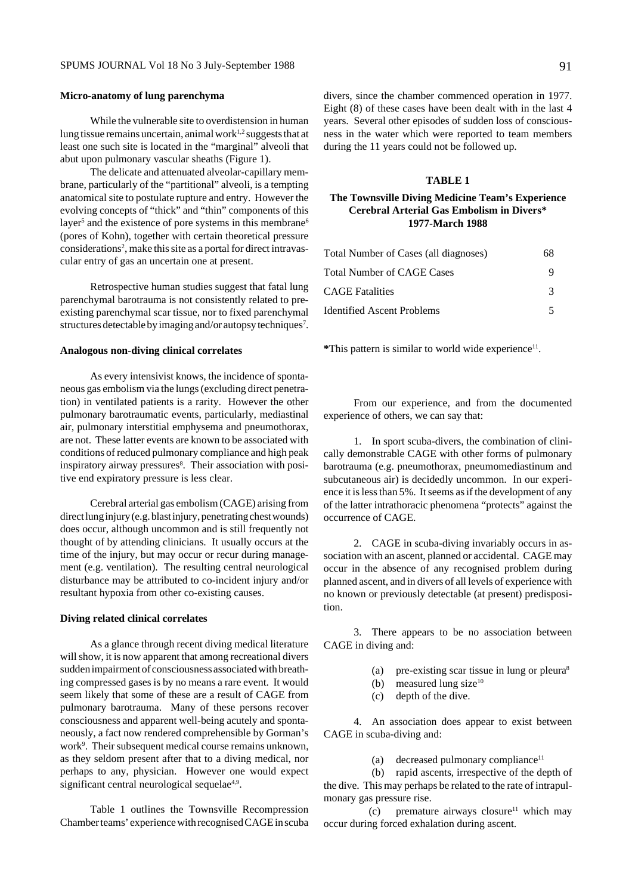### Micro-anatomy of lung parenchyma

While the vulnerable site to overdistension in human lung tissue remains uncertain, animal work[1,2] suggests that at least one such site is located in the "marginal" alveoli that abut upon pulmonary vascular sheaths (Figure 1).

The delicate and attenuated alveolar-capillary membrane, particularly of the "partitional" alveoli, is a tempting anatomical site to postulate rupture and entry. However the evolving concepts of "thick" and "thin" components of this layer[5] and the existence of pore systems in this membrane[6] (pores of Kohn), together with certain theoretical pressure considerations[2], make this site as a portal for direct intravascular entry of gas an uncertain one at present.

Retrospective human studies suggest that fatal lung parenchymal barotrauma is not consistently related to pre-existing parenchymal scar tissue, nor to fixed parenchymal structures detectable by imaging and/or autopsy techniques[7].

### Analogous non-diving clinical correlates

As every intensivist knows, the incidence of spontaneous gas embolism via the lungs (excluding direct penetration) in ventilated patients is a rarity. However the other pulmonary barotraumatic events, particularly, mediastinal air, pulmonary interstitial emphysema and pneumothorax, are not. These latter events are known to be associated with conditions of reduced pulmonary compliance and high peak inspiratory airway pressures[8]. Their association with positive end expiratory pressure is less clear.

Cerebral arterial gas embolism (CAGE) arising from direct lung injury (e.g. blast injury, penetrating chest wounds) does occur, although uncommon and is still frequently not thought of by attending clinicians. It usually occurs at the time of the injury, but may occur or recur during management (e.g. ventilation). The resulting central neurological disturbance may be attributed to co-incident injury and/or resultant hypoxia from other co-existing causes.

### Diving related clinical correlates

As a glance through recent diving medical literature will show, it is now apparent that among recreational divers sudden impairment of consciousness associated with breathing compressed gases is by no means a rare event. It would seem likely that some of these are a result of CAGE from pulmonary barotrauma. Many of these persons recover consciousness and apparent well-being acutely and spontaneously, a fact now rendered comprehensible by Gorman's work[9]. Their subsequent medical course remains unknown, as they seldom present after that to a diving medical, nor perhaps to any, physician. However one would expect significant central neurological sequelae[4,9].

Table 1 outlines the Townsville Recompression Chamber teams' experience with recognised CAGE in scuba divers, since the chamber commenced operation in 1977. Eight (8) of these cases have been dealt with in the last 4 years. Several other episodes of sudden loss of consciousness in the water which were reported to team members during the 11 years could not be followed up.

**TABLE 1**

**The Townsville Diving Medicine Team's Experience Cerebral Arterial Gas Embolism in Divers\* 1977-March 1988**

| | |
|---|---|
| Total Number of Cases (all diagnoses) | 68 |
| Total Number of CAGE Cases | 9 |
| CAGE Fatalities | 3 |
| Identified Ascent Problems | 5 |

**\***This pattern is similar to world wide experience[11].

From our experience, and from the documented experience of others, we can say that:

1. In sport scuba-divers, the combination of clinically demonstrable CAGE with other forms of pulmonary barotrauma (e.g. pneumothorax, pneumomediastinum and subcutaneous air) is decidedly uncommon. In our experience it is less than 5%. It seems as if the development of any of the latter intrathoracic phenomena "protects" against the occurrence of CAGE.

2. CAGE in scuba-diving invariably occurs in association with an ascent, planned or accidental. CAGE may occur in the absence of any recognised problem during planned ascent, and in divers of all levels of experience with no known or previously detectable (at present) predisposition.

3. There appears to be no association between CAGE in diving and:

   (a) pre-existing scar tissue in lung or pleura[8]

   (b) measured lung size[10]

   (c) depth of the dive.

4. An association does appear to exist between CAGE in scuba-diving and:

   (a) decreased pulmonary compliance[11]

   (b) rapid ascents, irrespective of the depth of the dive. This may perhaps be related to the rate of intrapulmonary gas pressure rise.

   (c) premature airways closure[11] which may occur during forced exhalation during ascent.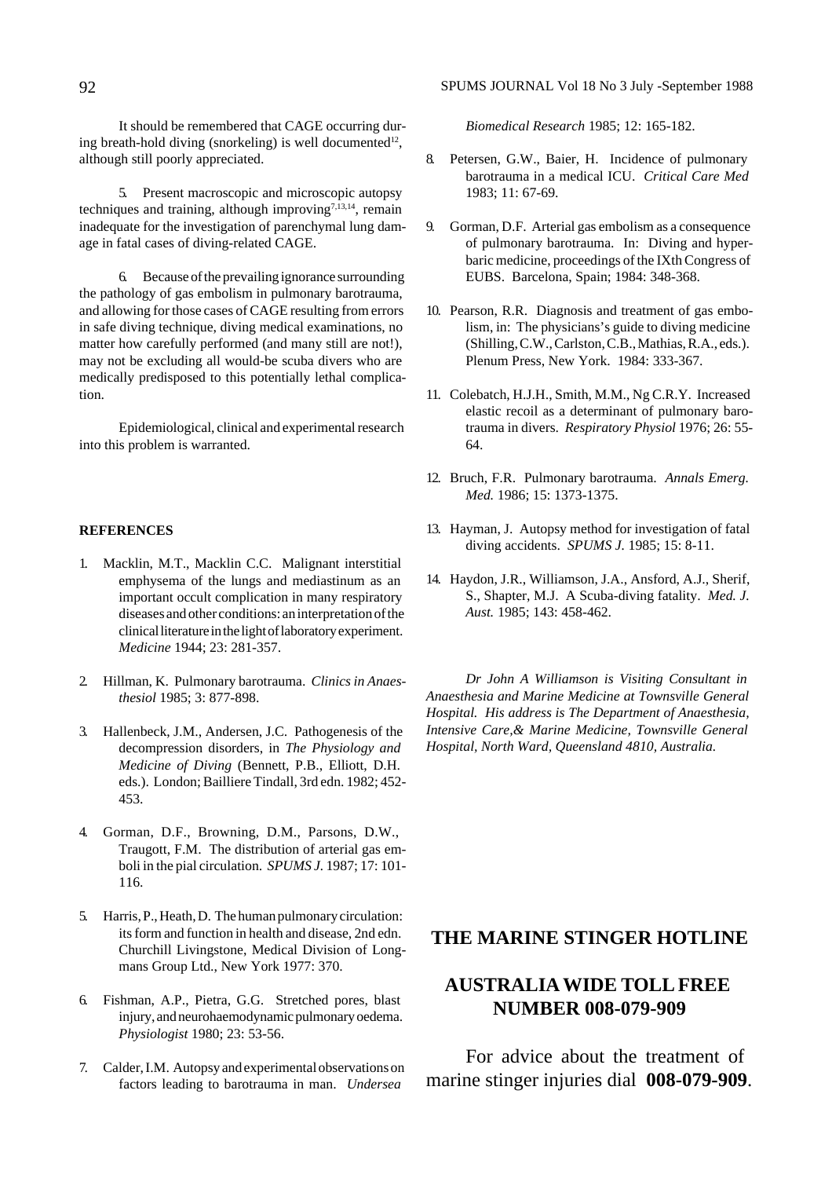It should be remembered that CAGE occurring during breath-hold diving (snorkeling) is well documented[12], although still poorly appreciated.

5. Present macroscopic and microscopic autopsy techniques and training, although improving[7,13,14], remain inadequate for the investigation of parenchymal lung damage in fatal cases of diving-related CAGE.

6. Because of the prevailing ignorance surrounding the pathology of gas embolism in pulmonary barotrauma, and allowing for those cases of CAGE resulting from errors in safe diving technique, diving medical examinations, no matter how carefully performed (and many still are not!), may not be excluding all would-be scuba divers who are medically predisposed to this potentially lethal complication.

Epidemiological, clinical and experimental research into this problem is warranted.

**REFERENCES**

1. Macklin, M.T., Macklin C.C. Malignant interstitial emphysema of the lungs and mediastinum as an important occult complication in many respiratory diseases and other conditions: an interpretation of the clinical literature in the light of laboratory experiment. *Medicine* 1944; 23: 281-357.
2. Hillman, K. Pulmonary barotrauma. *Clinics in Anaesthesiol* 1985; 3: 877-898.
3. Hallenbeck, J.M., Andersen, J.C. Pathogenesis of the decompression disorders, in *The Physiology and Medicine of Diving* (Bennett, P.B., Elliott, D.H. eds.). London; Bailliere Tindall, 3rd edn. 1982; 452-453.
4. Gorman, D.F., Browning, D.M., Parsons, D.W., Traugott, F.M. The distribution of arterial gas emboli in the pial circulation. *SPUMS J.* 1987; 17: 101-116.
5. Harris, P., Heath, D. The human pulmonary circulation: its form and function in health and disease, 2nd edn. Churchill Livingstone, Medical Division of Longmans Group Ltd., New York 1977: 370.
6. Fishman, A.P., Pietra, G.G. Stretched pores, blast injury, and neurohaemodynamic pulmonary oedema. *Physiologist* 1980; 23: 53-56.
7. Calder, I.M. Autopsy and experimental observations on factors leading to barotrauma in man. *Undersea Biomedical Research* 1985; 12: 165-182.
8. Petersen, G.W., Baier, H. Incidence of pulmonary barotrauma in a medical ICU. *Critical Care Med* 1983; 11: 67-69.
9. Gorman, D.F. Arterial gas embolism as a consequence of pulmonary barotrauma. In: Diving and hyperbaric medicine, proceedings of the IXth Congress of EUBS. Barcelona, Spain; 1984: 348-368.
10. Pearson, R.R. Diagnosis and treatment of gas embolism, in: The physicians's guide to diving medicine (Shilling, C.W., Carlston, C.B., Mathias, R.A., eds.). Plenum Press, New York. 1984: 333-367.
11. Colebatch, H.J.H., Smith, M.M., Ng C.R.Y. Increased elastic recoil as a determinant of pulmonary barotrauma in divers. *Respiratory Physiol* 1976; 26: 55-64.
12. Bruch, F.R. Pulmonary barotrauma. *Annals Emerg. Med.* 1986; 15: 1373-1375.
13. Hayman, J. Autopsy method for investigation of fatal diving accidents. *SPUMS J.* 1985; 15: 8-11.
14. Haydon, J.R., Williamson, J.A., Ansford, A.J., Sherif, S., Shapter, M.J. A Scuba-diving fatality. *Med. J. Aust.* 1985; 143: 458-462.

*Dr John A Williamson is Visiting Consultant in Anaesthesia and Marine Medicine at Townsville General Hospital. His address is The Department of Anaesthesia, Intensive Care,& Marine Medicine, Townsville General Hospital, North Ward, Queensland 4810, Australia.*

## THE MARINE STINGER HOTLINE

## AUSTRALIA WIDE TOLL FREE NUMBER 008-079-909

For advice about the treatment of marine stinger injuries dial **008-079-909**.